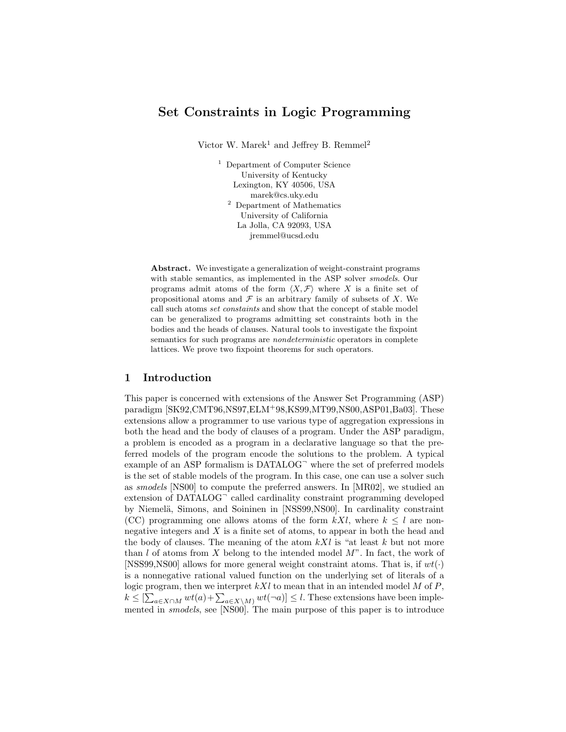# Set Constraints in Logic Programming

Victor W. Marek[1] and Jeffrey B. Remmel[2]

[1] Department of Computer Science
University of Kentucky
Lexington, KY 40506, USA
marek@cs.uky.edu

[2] Department of Mathematics
University of California
La Jolla, CA 92093, USA
jremmel@ucsd.edu

**Abstract.** We investigate a generalization of weight-constraint programs with stable semantics, as implemented in the ASP solver *smodels*. Our programs admit atoms of the form $\langle X, \mathcal{F} \rangle$ where $X$ is a finite set of propositional atoms and $\mathcal{F}$ is an arbitrary family of subsets of $X$. We call such atoms *set constaints* and show that the concept of stable model can be generalized to programs admitting set constraints both in the bodies and the heads of clauses. Natural tools to investigate the fixpoint semantics for such programs are *nondeterministic* operators in complete lattices. We prove two fixpoint theorems for such operators.

## 1 Introduction

This paper is concerned with extensions of the Answer Set Programming (ASP) paradigm [SK92,CMT96,NS97,ELM+98,KS99,MT99,NS00,ASP01,Ba03]. These extensions allow a programmer to use various type of aggregation expressions in both the head and the body of clauses of a program. Under the ASP paradigm, a problem is encoded as a program in a declarative language so that the preferred models of the program encode the solutions to the problem. A typical example of an ASP formalism is DATALOG$^{\neg}$ where the set of preferred models is the set of stable models of the program. In this case, one can use a solver such as *smodels* [NS00] to compute the preferred answers. In [MR02], we studied an extension of DATALOG$^{\neg}$ called cardinality constraint programming developed by Niemelä, Simons, and Soininen in [NSS99,NS00]. In cardinality constraint (CC) programming one allows atoms of the form $kXl$, where $k \leq l$ are nonnegative integers and $X$ is a finite set of atoms, to appear in both the head and the body of clauses. The meaning of the atom $kXl$ is "at least $k$ but not more than $l$ of atoms from $X$ belong to the intended model $M$". In fact, the work of [NSS99,NS00] allows for more general weight constraint atoms. That is, if $wt(\cdot)$ is a nonnegative rational valued function on the underlying set of literals of a logic program, then we interpret $kXl$ to mean that in an intended model $M$ of $P$, $k \leq [\sum_{a \in X \cap M} wt(a) + \sum_{a \in X \setminus M)} wt(\neg a)] \leq l$. These extensions have been implemented in *smodels*, see [NS00]. The main purpose of this paper is to introduce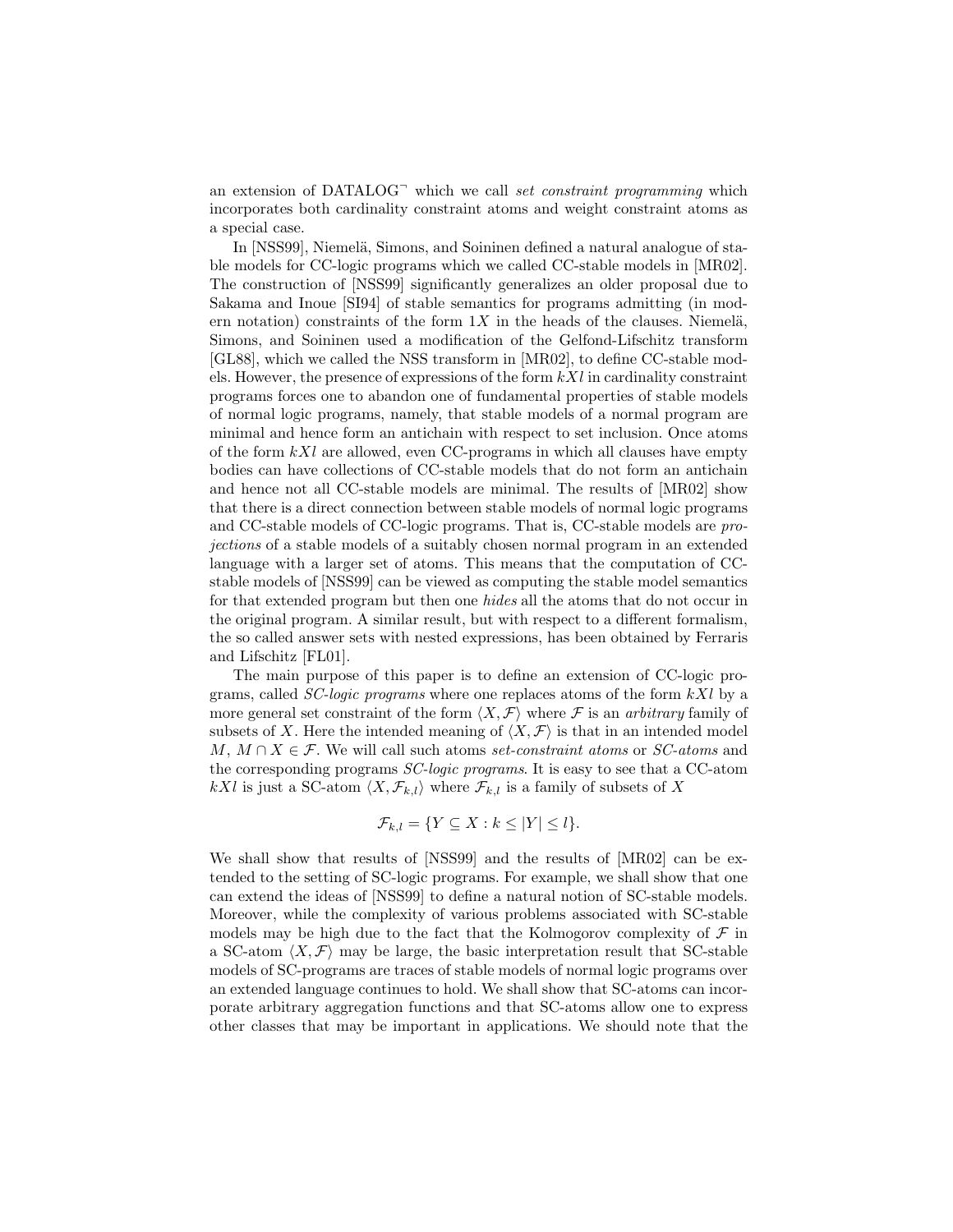an extension of DATALOG$^\neg$ which we call *set constraint programming* which incorporates both cardinality constraint atoms and weight constraint atoms as a special case.

In [NSS99], Niemelä, Simons, and Soininen defined a natural analogue of stable models for CC-logic programs which we called CC-stable models in [MR02]. The construction of [NSS99] significantly generalizes an older proposal due to Sakama and Inoue [SI94] of stable semantics for programs admitting (in modern notation) constraints of the form $1X$ in the heads of the clauses. Niemelä, Simons, and Soininen used a modification of the Gelfond-Lifschitz transform [GL88], which we called the NSS transform in [MR02], to define CC-stable models. However, the presence of expressions of the form $kXl$ in cardinality constraint programs forces one to abandon one of fundamental properties of stable models of normal logic programs, namely, that stable models of a normal program are minimal and hence form an antichain with respect to set inclusion. Once atoms of the form $kXl$ are allowed, even CC-programs in which all clauses have empty bodies can have collections of CC-stable models that do not form an antichain and hence not all CC-stable models are minimal. The results of [MR02] show that there is a direct connection between stable models of normal logic programs and CC-stable models of CC-logic programs. That is, CC-stable models are *projections* of a stable models of a suitably chosen normal program in an extended language with a larger set of atoms. This means that the computation of CC-stable models of [NSS99] can be viewed as computing the stable model semantics for that extended program but then one *hides* all the atoms that do not occur in the original program. A similar result, but with respect to a different formalism, the so called answer sets with nested expressions, has been obtained by Ferraris and Lifschitz [FL01].

The main purpose of this paper is to define an extension of CC-logic programs, called *SC-logic programs* where one replaces atoms of the form $kXl$ by a more general set constraint of the form $\langle X, \mathcal{F} \rangle$ where $\mathcal{F}$ is an *arbitrary* family of subsets of $X$. Here the intended meaning of $\langle X, \mathcal{F} \rangle$ is that in an intended model $M$, $M \cap X \in \mathcal{F}$. We will call such atoms *set-constraint atoms* or *SC-atoms* and the corresponding programs *SC-logic programs*. It is easy to see that a CC-atom $kXl$ is just a SC-atom $\langle X, \mathcal{F}_{k,l} \rangle$ where $\mathcal{F}_{k,l}$ is a family of subsets of $X$

$$\mathcal{F}_{k,l} = \{Y \subseteq X : k \leq |Y| \leq l\}.$$

We shall show that results of [NSS99] and the results of [MR02] can be extended to the setting of SC-logic programs. For example, we shall show that one can extend the ideas of [NSS99] to define a natural notion of SC-stable models. Moreover, while the complexity of various problems associated with SC-stable models may be high due to the fact that the Kolmogorov complexity of $\mathcal{F}$ in a SC-atom $\langle X, \mathcal{F} \rangle$ may be large, the basic interpretation result that SC-stable models of SC-programs are traces of stable models of normal logic programs over an extended language continues to hold. We shall show that SC-atoms can incorporate arbitrary aggregation functions and that SC-atoms allow one to express other classes that may be important in applications. We should note that the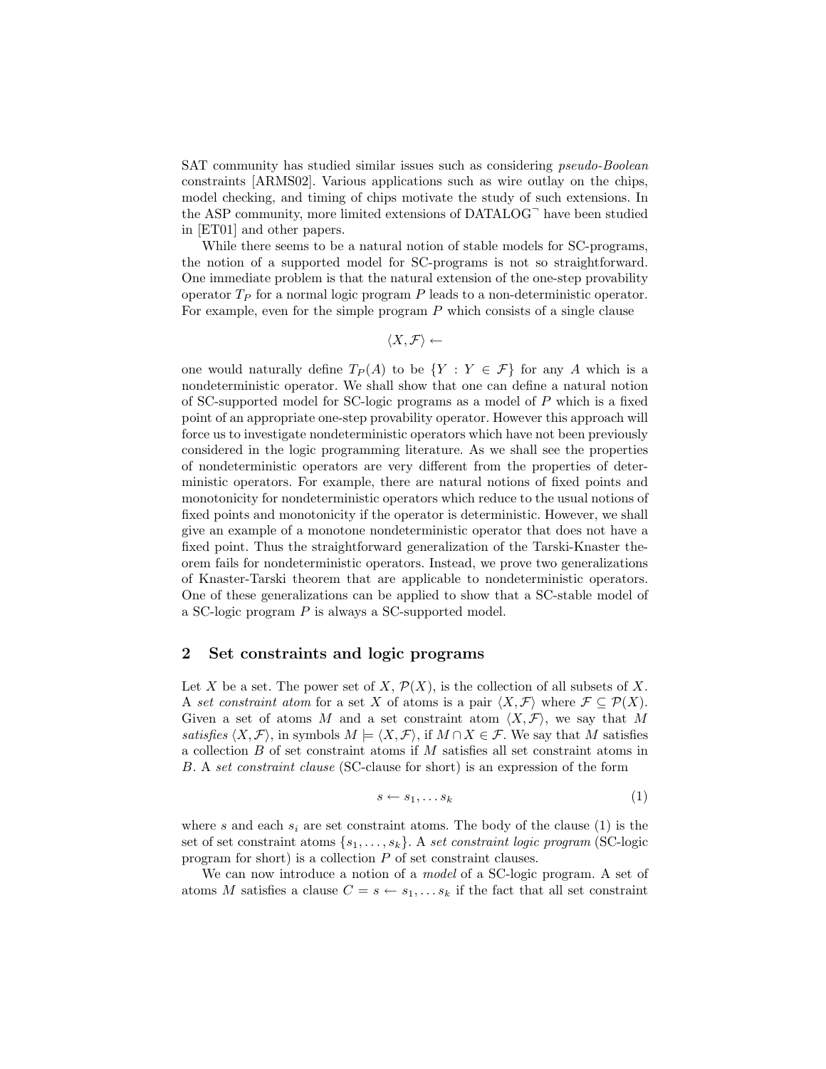SAT community has studied similar issues such as considering *pseudo-Boolean* constraints [ARMS02]. Various applications such as wire outlay on the chips, model checking, and timing of chips motivate the study of such extensions. In the ASP community, more limited extensions of DATALOG$^{\neg}$ have been studied in [ET01] and other papers.

While there seems to be a natural notion of stable models for SC-programs, the notion of a supported model for SC-programs is not so straightforward. One immediate problem is that the natural extension of the one-step provability operator $T_P$ for a normal logic program $P$ leads to a non-deterministic operator. For example, even for the simple program $P$ which consists of a single clause

$$\langle X, \mathcal{F} \rangle \leftarrow$$

one would naturally define $T_P(A)$ to be $\{Y : Y \in \mathcal{F}\}$ for any $A$ which is a nondeterministic operator. We shall show that one can define a natural notion of SC-supported model for SC-logic programs as a model of $P$ which is a fixed point of an appropriate one-step provability operator. However this approach will force us to investigate nondeterministic operators which have not been previously considered in the logic programming literature. As we shall see the properties of nondeterministic operators are very different from the properties of deterministic operators. For example, there are natural notions of fixed points and monotonicity for nondeterministic operators which reduce to the usual notions of fixed points and monotonicity if the operator is deterministic. However, we shall give an example of a monotone nondeterministic operator that does not have a fixed point. Thus the straightforward generalization of the Tarski-Knaster theorem fails for nondeterministic operators. Instead, we prove two generalizations of Knaster-Tarski theorem that are applicable to nondeterministic operators. One of these generalizations can be applied to show that a SC-stable model of a SC-logic program $P$ is always a SC-supported model.

## 2 Set constraints and logic programs

Let $X$ be a set. The power set of $X$, $\mathcal{P}(X)$, is the collection of all subsets of $X$. A *set constraint atom* for a set $X$ of atoms is a pair $\langle X, \mathcal{F} \rangle$ where $\mathcal{F} \subseteq \mathcal{P}(X)$. Given a set of atoms $M$ and a set constraint atom $\langle X, \mathcal{F} \rangle$, we say that $M$ *satisfies* $\langle X, \mathcal{F} \rangle$, in symbols $M \models \langle X, \mathcal{F} \rangle$, if $M \cap X \in \mathcal{F}$. We say that $M$ satisfies a collection $B$ of set constraint atoms if $M$ satisfies all set constraint atoms in $B$. A *set constraint clause* (SC-clause for short) is an expression of the form

$$s \leftarrow s_1, \dots s_k \tag{1}$$

where $s$ and each $s_i$ are set constraint atoms. The body of the clause (1) is the set of set constraint atoms $\{s_1, \dots, s_k\}$. A *set constraint logic program* (SC-logic program for short) is a collection $P$ of set constraint clauses.

We can now introduce a notion of a *model* of a SC-logic program. A set of atoms $M$ satisfies a clause $C = s \leftarrow s_1, \dots s_k$ if the fact that all set constraint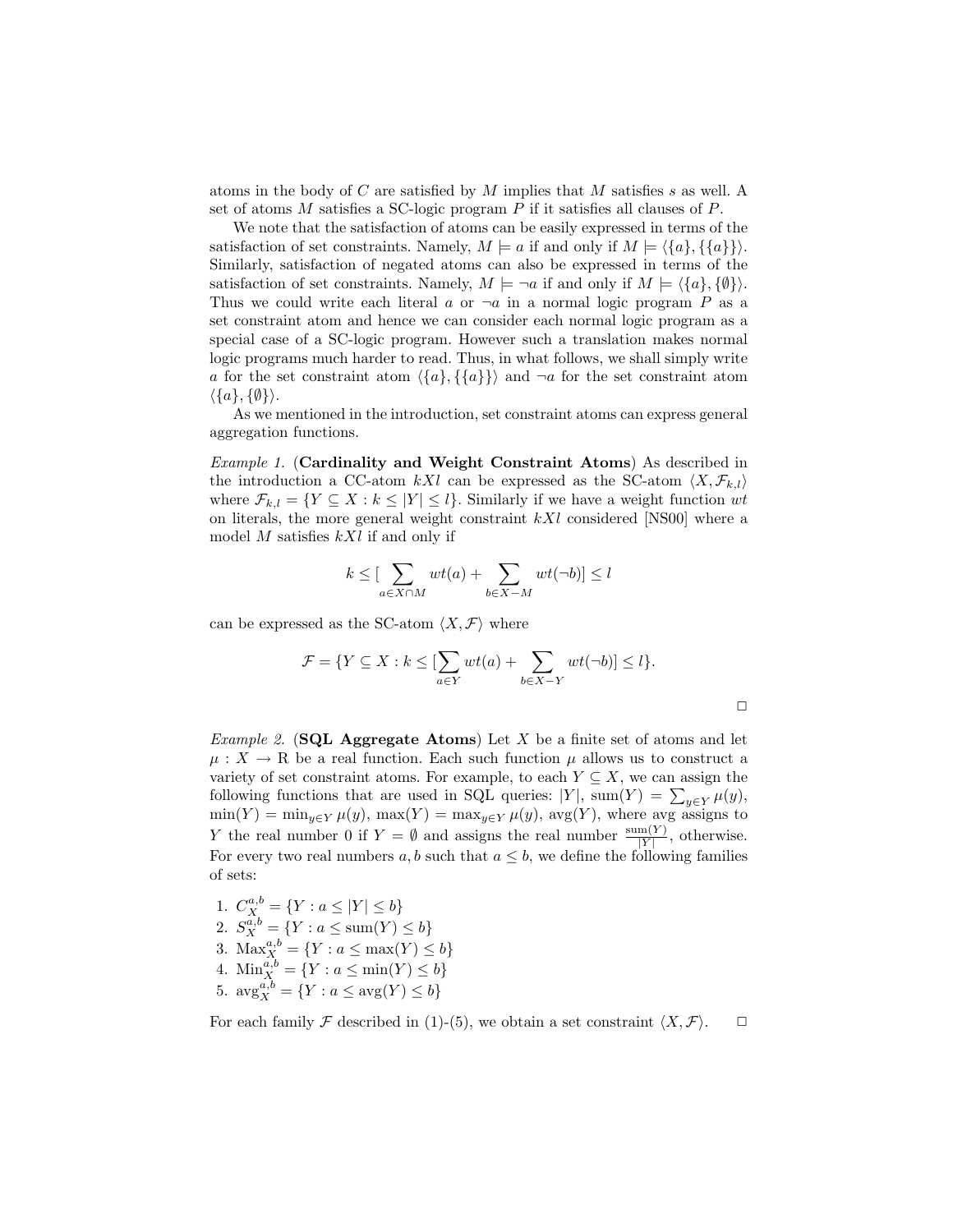atoms in the body of $C$ are satisfied by $M$ implies that $M$ satisfies $s$ as well. A set of atoms $M$ satisfies a SC-logic program $P$ if it satisfies all clauses of $P$.

We note that the satisfaction of atoms can be easily expressed in terms of the satisfaction of set constraints. Namely, $M \models a$ if and only if $M \models \langle \{a\}, \{\{a\}\} \rangle$. Similarly, satisfaction of negated atoms can also be expressed in terms of the satisfaction of set constraints. Namely, $M \models \neg a$ if and only if $M \models \langle \{a\}, \{\emptyset\} \rangle$. Thus we could write each literal $a$ or $\neg a$ in a normal logic program $P$ as a set constraint atom and hence we can consider each normal logic program as a special case of a SC-logic program. However such a translation makes normal logic programs much harder to read. Thus, in what follows, we shall simply write $a$ for the set constraint atom $\langle \{a\}, \{\{a\}\} \rangle$ and $\neg a$ for the set constraint atom $\langle \{a\}, \{\emptyset\} \rangle$.

As we mentioned in the introduction, set constraint atoms can express general aggregation functions.

*Example 1.* (**Cardinality and Weight Constraint Atoms**) As described in the introduction a CC-atom $kXl$ can be expressed as the SC-atom $\langle X, \mathcal{F}_{k,l} \rangle$ where $\mathcal{F}_{k,l} = \{Y \subseteq X : k \leq |Y| \leq l\}$. Similarly if we have a weight function $wt$ on literals, the more general weight constraint $kXl$ considered [NS00] where a model $M$ satisfies $kXl$ if and only if

$$k \leq [\sum_{a \in X \cap M} wt(a) + \sum_{b \in X - M} wt(\neg b)] \leq l$$

can be expressed as the SC-atom $\langle X, \mathcal{F} \rangle$ where

$$\mathcal{F} = \{Y \subseteq X : k \leq [\sum_{a \in Y} wt(a) + \sum_{b \in X - Y} wt(\neg b)] \leq l\}.$$

□

*Example 2.* (**SQL Aggregate Atoms**) Let $X$ be a finite set of atoms and let $\mu : X \to \mathrm{R}$ be a real function. Each such function $\mu$ allows us to construct a variety of set constraint atoms. For example, to each $Y \subseteq X$, we can assign the following functions that are used in SQL queries: $|Y|$, $\mathrm{sum}(Y) = \sum_{y \in Y} \mu(y)$, $\min(Y) = \min_{y \in Y} \mu(y)$, $\max(Y) = \max_{y \in Y} \mu(y)$, $\mathrm{avg}(Y)$, where avg assigns to $Y$ the real number 0 if $Y = \emptyset$ and assigns the real number $\frac{\mathrm{sum}(Y)}{|Y|}$, otherwise. For every two real numbers $a, b$ such that $a \leq b$, we define the following families of sets:

1. $C_X^{a,b} = \{Y : a \leq |Y| \leq b\}$
2. $S_X^{a,b} = \{Y : a \leq \mathrm{sum}(Y) \leq b\}$
3. $\mathrm{Max}_X^{a,b} = \{Y : a \leq \max(Y) \leq b\}$
4. $\mathrm{Min}_X^{a,b} = \{Y : a \leq \min(Y) \leq b\}$
5. $\mathrm{avg}_X^{a,b} = \{Y : a \leq \mathrm{avg}(Y) \leq b\}$

For each family $\mathcal{F}$ described in (1)-(5), we obtain a set constraint $\langle X, \mathcal{F} \rangle$. □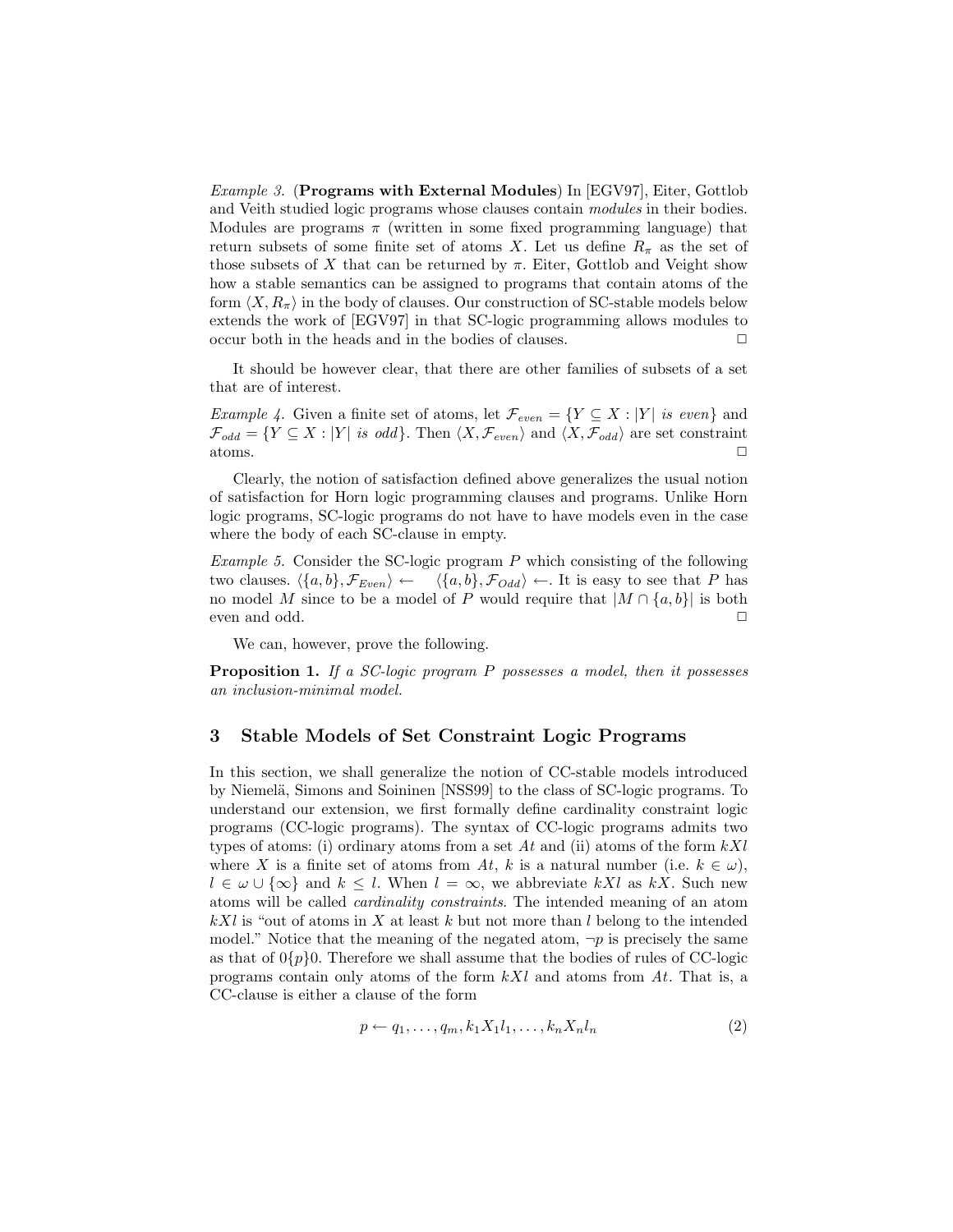*Example 3.* (**Programs with External Modules**) In [EGV97], Eiter, Gottlob and Veith studied logic programs whose clauses contain *modules* in their bodies. Modules are programs $\pi$ (written in some fixed programming language) that return subsets of some finite set of atoms $X$. Let us define $R_\pi$ as the set of those subsets of $X$ that can be returned by $\pi$. Eiter, Gottlob and Veight show how a stable semantics can be assigned to programs that contain atoms of the form $\langle X, R_\pi \rangle$ in the body of clauses. Our construction of SC-stable models below extends the work of [EGV97] in that SC-logic programming allows modules to occur both in the heads and in the bodies of clauses. □

It should be however clear, that there are other families of subsets of a set that are of interest.

*Example 4.* Given a finite set of atoms, let $\mathcal{F}_{even} = \{Y \subseteq X : |Y| \textit{ is even}\}$ and $\mathcal{F}_{odd} = \{Y \subseteq X : |Y| \textit{ is odd}\}$. Then $\langle X, \mathcal{F}_{even} \rangle$ and $\langle X, \mathcal{F}_{odd} \rangle$ are set constraint atoms. □

Clearly, the notion of satisfaction defined above generalizes the usual notion of satisfaction for Horn logic programming clauses and programs. Unlike Horn logic programs, SC-logic programs do not have to have models even in the case where the body of each SC-clause in empty.

*Example 5.* Consider the SC-logic program $P$ which consisting of the following two clauses. $\langle \{a, b\}, \mathcal{F}_{Even} \rangle \leftarrow \quad \langle \{a, b\}, \mathcal{F}_{Odd} \rangle \leftarrow$. It is easy to see that $P$ has no model $M$ since to be a model of $P$ would require that $|M \cap \{a, b\}|$ is both even and odd. □

We can, however, prove the following.

**Proposition 1.** *If a SC-logic program $P$ possesses a model, then it possesses an inclusion-minimal model.*

## 3 Stable Models of Set Constraint Logic Programs

In this section, we shall generalize the notion of CC-stable models introduced by Niemelä, Simons and Soininen [NSS99] to the class of SC-logic programs. To understand our extension, we first formally define cardinality constraint logic programs (CC-logic programs). The syntax of CC-logic programs admits two types of atoms: (i) ordinary atoms from a set $At$ and (ii) atoms of the form $kXl$ where $X$ is a finite set of atoms from $At$, $k$ is a natural number (i.e. $k \in \omega$), $l \in \omega \cup \{\infty\}$ and $k \leq l$. When $l = \infty$, we abbreviate $kXl$ as $kX$. Such new atoms will be called *cardinality constraints*. The intended meaning of an atom $kXl$ is "out of atoms in $X$ at least $k$ but not more than $l$ belong to the intended model." Notice that the meaning of the negated atom, $\neg p$ is precisely the same as that of $0\{p\}0$. Therefore we shall assume that the bodies of rules of CC-logic programs contain only atoms of the form $kXl$ and atoms from $At$. That is, a CC-clause is either a clause of the form

$$p \leftarrow q_1, \ldots, q_m, k_1X_1l_1, \ldots, k_nX_nl_n \tag{2}$$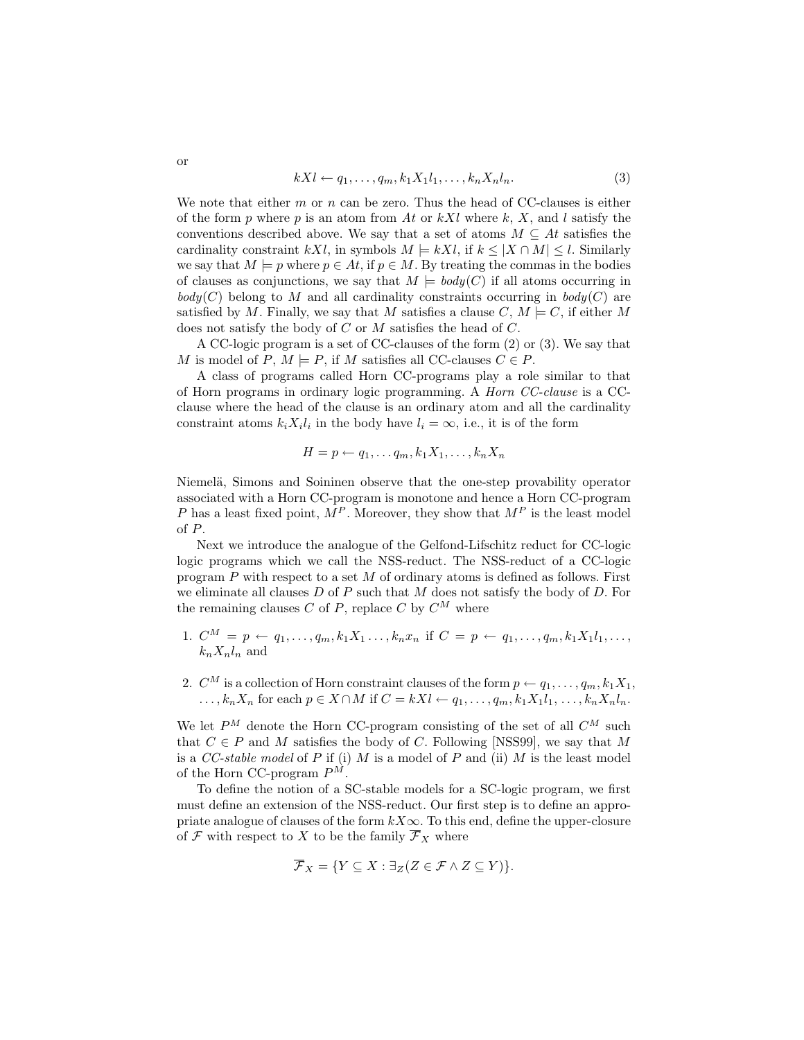or

$$kXl \leftarrow q_1, \ldots, q_m, k_1X_1l_1, \ldots, k_nX_nl_n. \tag{3}$$

We note that either $m$ or $n$ can be zero. Thus the head of CC-clauses is either of the form $p$ where $p$ is an atom from $At$ or $kXl$ where $k$, $X$, and $l$ satisfy the conventions described above. We say that a set of atoms $M \subseteq At$ satisfies the cardinality constraint $kXl$, in symbols $M \models kXl$, if $k \leq |X \cap M| \leq l$. Similarly we say that $M \models p$ where $p \in At$, if $p \in M$. By treating the commas in the bodies of clauses as conjunctions, we say that $M \models body(C)$ if all atoms occurring in $body(C)$ belong to $M$ and all cardinality constraints occurring in $body(C)$ are satisfied by $M$. Finally, we say that $M$ satisfies a clause $C$, $M \models C$, if either $M$ does not satisfy the body of $C$ or $M$ satisfies the head of $C$.

A CC-logic program is a set of CC-clauses of the form (2) or (3). We say that $M$ is model of $P$, $M \models P$, if $M$ satisfies all CC-clauses $C \in P$.

A class of programs called Horn CC-programs play a role similar to that of Horn programs in ordinary logic programming. A *Horn CC-clause* is a CC-clause where the head of the clause is an ordinary atom and all the cardinality constraint atoms $k_iX_il_i$ in the body have $l_i = \infty$, i.e., it is of the form

$$H = p \leftarrow q_1, \ldots q_m, k_1X_1, \ldots, k_nX_n$$

Niemelä, Simons and Soininen observe that the one-step provability operator associated with a Horn CC-program is monotone and hence a Horn CC-program $P$ has a least fixed point, $M^P$. Moreover, they show that $M^P$ is the least model of $P$.

Next we introduce the analogue of the Gelfond-Lifschitz reduct for CC-logic logic programs which we call the NSS-reduct. The NSS-reduct of a CC-logic program $P$ with respect to a set $M$ of ordinary atoms is defined as follows. First we eliminate all clauses $D$ of $P$ such that $M$ does not satisfy the body of $D$. For the remaining clauses $C$ of $P$, replace $C$ by $C^M$ where

1. $C^M = p \leftarrow q_1, \ldots, q_m, k_1X_1 \ldots, k_nx_n$ if $C = p \leftarrow q_1, \ldots, q_m, k_1X_1l_1, \ldots, k_nX_nl_n$ and
2. $C^M$ is a collection of Horn constraint clauses of the form $p \leftarrow q_1, \ldots, q_m, k_1X_1, \ldots, k_nX_n$ for each $p \in X \cap M$ if $C = kXl \leftarrow q_1, \ldots, q_m, k_1X_1l_1, \ldots, k_nX_nl_n$.

We let $P^M$ denote the Horn CC-program consisting of the set of all $C^M$ such that $C \in P$ and $M$ satisfies the body of $C$. Following [NSS99], we say that $M$ is a *CC-stable model* of $P$ if (i) $M$ is a model of $P$ and (ii) $M$ is the least model of the Horn CC-program $P^M$.

To define the notion of a SC-stable models for a SC-logic program, we first must define an extension of the NSS-reduct. Our first step is to define an appropriate analogue of clauses of the form $kX\infty$. To this end, define the upper-closure of $\mathcal{F}$ with respect to $X$ to be the family $\overline{\mathcal{F}}_X$ where

$$\overline{\mathcal{F}}_X = \{Y \subseteq X : \exists_Z (Z \in \mathcal{F} \wedge Z \subseteq Y)\}.$$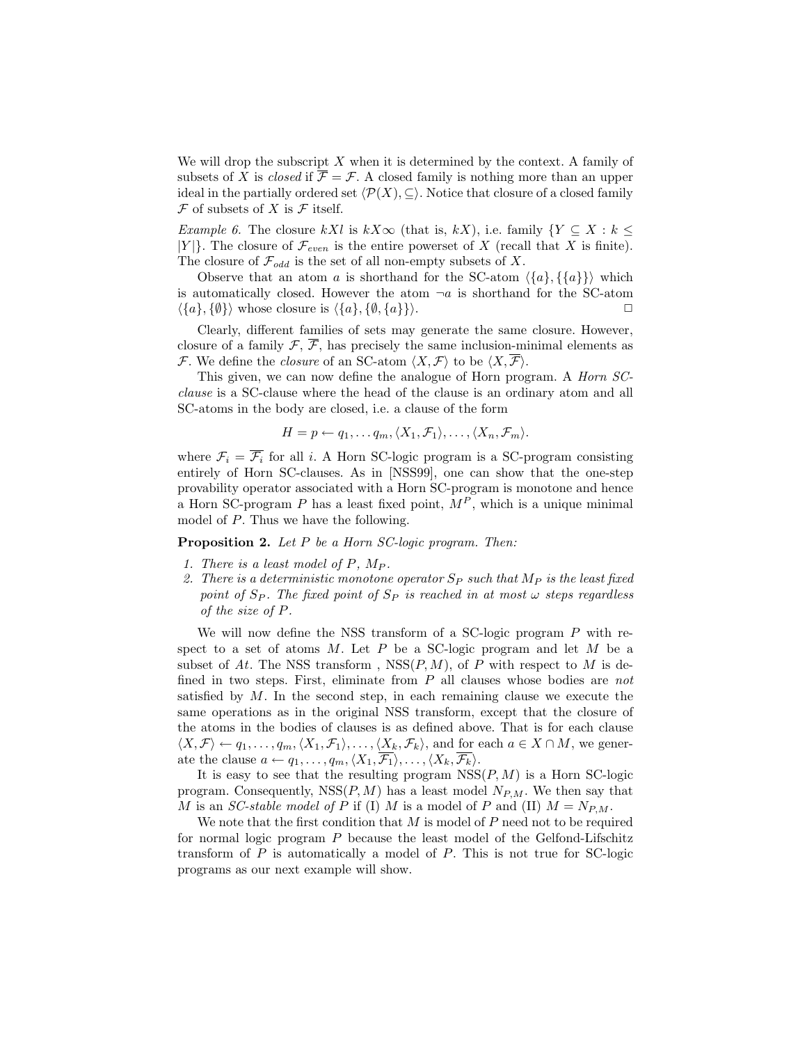We will drop the subscript $X$ when it is determined by the context. A family of subsets of $X$ is *closed* if $\overline{\mathcal{F}} = \mathcal{F}$. A closed family is nothing more than an upper ideal in the partially ordered set $\langle \mathcal{P}(X), \subseteq \rangle$. Notice that closure of a closed family $\mathcal{F}$ of subsets of $X$ is $\mathcal{F}$ itself.

*Example 6.* The closure $kXl$ is $kX\infty$ (that is, $kX$), i.e. family $\{Y \subseteq X : k \leq |Y|\}$. The closure of $\mathcal{F}_{even}$ is the entire powerset of $X$ (recall that $X$ is finite). The closure of $\mathcal{F}_{odd}$ is the set of all non-empty subsets of $X$.

Observe that an atom $a$ is shorthand for the SC-atom $\langle \{a\}, \{\{a\}\} \rangle$ which is automatically closed. However the atom $\neg a$ is shorthand for the SC-atom $\langle \{a\}, \{\emptyset\} \rangle$ whose closure is $\langle \{a\}, \{\emptyset, \{a\}\} \rangle$. □

Clearly, different families of sets may generate the same closure. However, closure of a family $\mathcal{F}$, $\overline{\mathcal{F}}$, has precisely the same inclusion-minimal elements as $\mathcal{F}$. We define the *closure* of an SC-atom $\langle X, \mathcal{F} \rangle$ to be $\langle X, \overline{\mathcal{F}} \rangle$.

This given, we can now define the analogue of Horn program. A *Horn SC-clause* is a SC-clause where the head of the clause is an ordinary atom and all SC-atoms in the body are closed, i.e. a clause of the form

$$H = p \leftarrow q_1, \ldots q_m, \langle X_1, \mathcal{F}_1 \rangle, \ldots, \langle X_n, \mathcal{F}_m \rangle.$$

where $\mathcal{F}_i = \overline{\mathcal{F}_i}$ for all $i$. A Horn SC-logic program is a SC-program consisting entirely of Horn SC-clauses. As in [NSS99], one can show that the one-step provability operator associated with a Horn SC-program is monotone and hence a Horn SC-program $P$ has a least fixed point, $M^P$, which is a unique minimal model of $P$. Thus we have the following.

**Proposition 2.** *Let $P$ be a Horn SC-logic program. Then:*

1. *There is a least model of $P$, $M_P$.*
2. *There is a deterministic monotone operator $S_P$ such that $M_P$ is the least fixed point of $S_P$. The fixed point of $S_P$ is reached in at most $\omega$ steps regardless of the size of $P$.*

We will now define the NSS transform of a SC-logic program $P$ with respect to a set of atoms $M$. Let $P$ be a SC-logic program and let $M$ be a subset of $At$. The NSS transform , $\text{NSS}(P, M)$, of $P$ with respect to $M$ is defined in two steps. First, eliminate from $P$ all clauses whose bodies are *not* satisfied by $M$. In the second step, in each remaining clause we execute the same operations as in the original NSS transform, except that the closure of the atoms in the bodies of clauses is as defined above. That is for each clause $\langle X, \mathcal{F} \rangle \leftarrow q_1, \ldots, q_m, \langle X_1, \mathcal{F}_1 \rangle, \ldots, \langle X_k, \mathcal{F}_k \rangle$, and for each $a \in X \cap M$, we generate the clause $a \leftarrow q_1, \ldots, q_m, \langle X_1, \overline{\mathcal{F}_1} \rangle, \ldots, \langle X_k, \overline{\mathcal{F}_k} \rangle$.

It is easy to see that the resulting program $\text{NSS}(P, M)$ is a Horn SC-logic program. Consequently, $\text{NSS}(P, M)$ has a least model $N_{P,M}$. We then say that $M$ is an *SC-stable model of* $P$ if (I) $M$ is a model of $P$ and (II) $M = N_{P,M}$.

We note that the first condition that $M$ is model of $P$ need not to be required for normal logic program $P$ because the least model of the Gelfond-Lifschitz transform of $P$ is automatically a model of $P$. This is not true for SC-logic programs as our next example will show.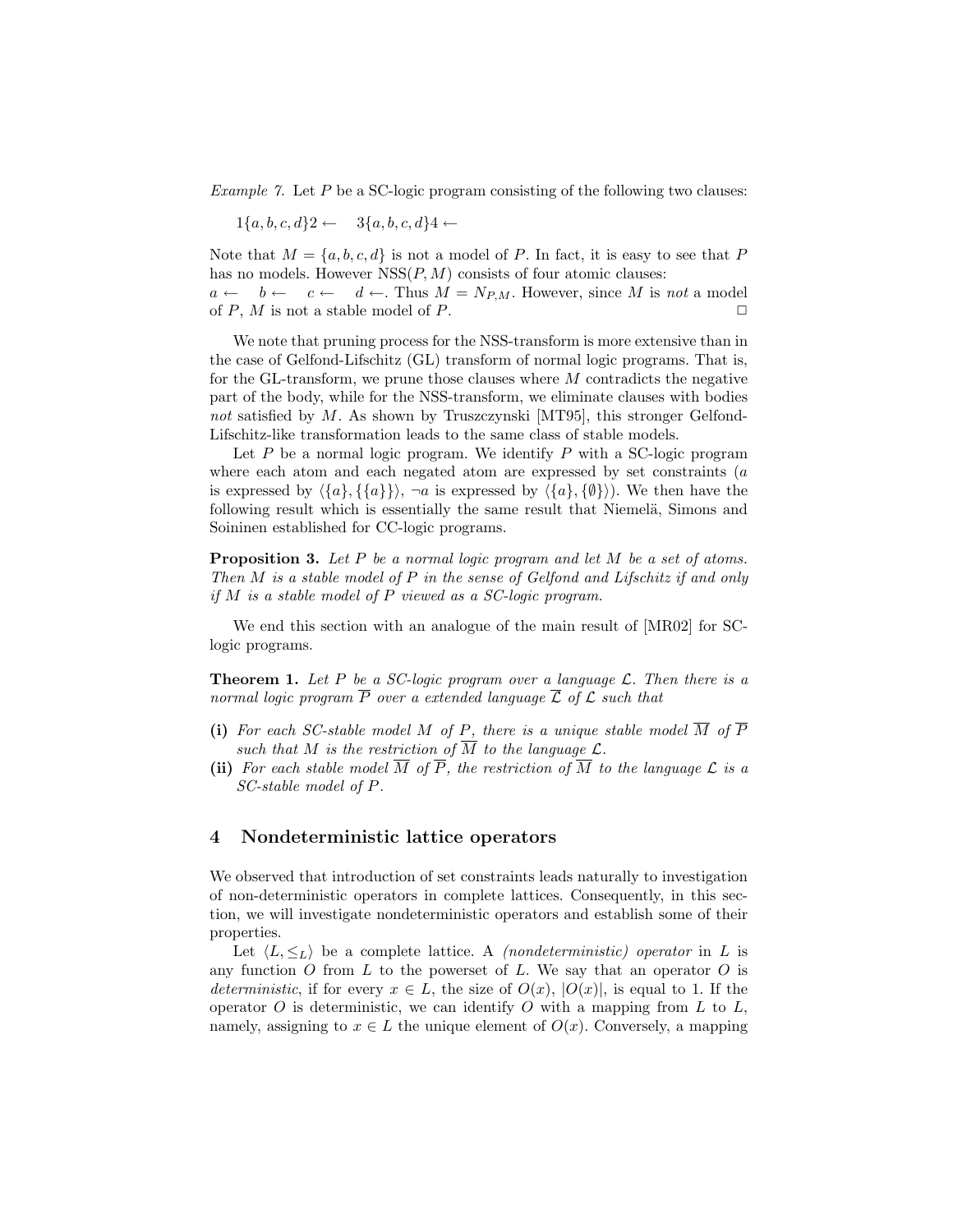*Example 7.* Let $P$ be a SC-logic program consisting of the following two clauses:

$1\{a, b, c, d\}2 \leftarrow \quad 3\{a, b, c, d\}4 \leftarrow$

Note that $M = \{a, b, c, d\}$ is not a model of $P$. In fact, it is easy to see that $P$ has no models. However $\mathrm{NSS}(P, M)$ consists of four atomic clauses:
$a \leftarrow \quad b \leftarrow \quad c \leftarrow \quad d \leftarrow$. Thus $M = N_{P,M}$. However, since $M$ is *not* a model of $P$, $M$ is not a stable model of $P$. □

We note that pruning process for the NSS-transform is more extensive than in the case of Gelfond-Lifschitz (GL) transform of normal logic programs. That is, for the GL-transform, we prune those clauses where $M$ contradicts the negative part of the body, while for the NSS-transform, we eliminate clauses with bodies *not* satisfied by $M$. As shown by Truszczynski [MT95], this stronger Gelfond-Lifschitz-like transformation leads to the same class of stable models.

Let $P$ be a normal logic program. We identify $P$ with a SC-logic program where each atom and each negated atom are expressed by set constraints ($a$ is expressed by $\langle\{a\}, \{\{a\}\}\rangle$, $\neg a$ is expressed by $\langle\{a\}, \{\emptyset\}\rangle$). We then have the following result which is essentially the same result that Niemelä, Simons and Soininen established for CC-logic programs.

**Proposition 3.** *Let $P$ be a normal logic program and let $M$ be a set of atoms. Then $M$ is a stable model of $P$ in the sense of Gelfond and Lifschitz if and only if $M$ is a stable model of $P$ viewed as a SC-logic program.*

We end this section with an analogue of the main result of [MR02] for SC-logic programs.

**Theorem 1.** *Let $P$ be a SC-logic program over a language $\mathcal{L}$. Then there is a normal logic program $\overline{P}$ over a extended language $\overline{\mathcal{L}}$ of $\mathcal{L}$ such that*

- **(i)** *For each SC-stable model $M$ of $P$, there is a unique stable model $\overline{M}$ of $\overline{P}$ such that $M$ is the restriction of $\overline{M}$ to the language $\mathcal{L}$.*
- **(ii)** *For each stable model $\overline{M}$ of $\overline{P}$, the restriction of $\overline{M}$ to the language $\mathcal{L}$ is a SC-stable model of $P$.*

## 4 Nondeterministic lattice operators

We observed that introduction of set constraints leads naturally to investigation of non-deterministic operators in complete lattices. Consequently, in this section, we will investigate nondeterministic operators and establish some of their properties.

Let $\langle L, \leq_L\rangle$ be a complete lattice. A *(nondeterministic) operator* in $L$ is any function $O$ from $L$ to the powerset of $L$. We say that an operator $O$ is *deterministic*, if for every $x \in L$, the size of $O(x)$, $|O(x)|$, is equal to 1. If the operator $O$ is deterministic, we can identify $O$ with a mapping from $L$ to $L$, namely, assigning to $x \in L$ the unique element of $O(x)$. Conversely, a mapping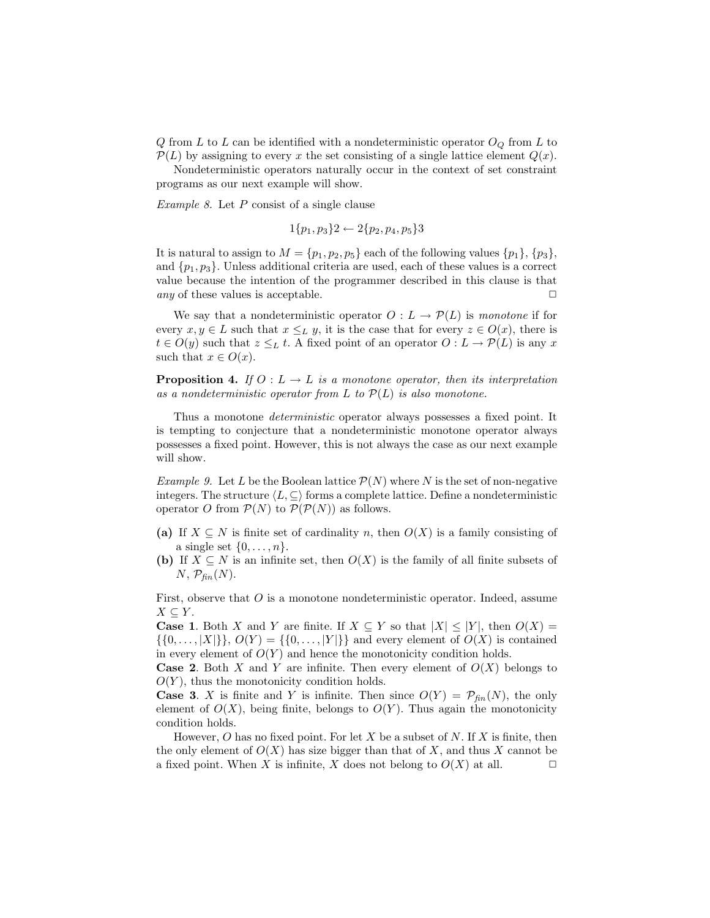$Q$ from $L$ to $L$ can be identified with a nondeterministic operator $O_Q$ from $L$ to $\mathcal{P}(L)$ by assigning to every $x$ the set consisting of a single lattice element $Q(x)$.

Nondeterministic operators naturally occur in the context of set constraint programs as our next example will show.

*Example 8.* Let $P$ consist of a single clause

$$1\{p_1, p_3\}2 \leftarrow 2\{p_2, p_4, p_5\}3$$

It is natural to assign to $M = \{p_1, p_2, p_5\}$ each of the following values $\{p_1\}$, $\{p_3\}$, and $\{p_1, p_3\}$. Unless additional criteria are used, each of these values is a correct value because the intention of the programmer described in this clause is that *any* of these values is acceptable. □

We say that a nondeterministic operator $O : L \rightarrow \mathcal{P}(L)$ is *monotone* if for every $x, y \in L$ such that $x \leq_L y$, it is the case that for every $z \in O(x)$, there is $t \in O(y)$ such that $z \leq_L t$. A fixed point of an operator $O : L \rightarrow \mathcal{P}(L)$ is any $x$ such that $x \in O(x)$.

**Proposition 4.** *If $O : L \rightarrow L$ is a monotone operator, then its interpretation as a nondeterministic operator from $L$ to $\mathcal{P}(L)$ is also monotone.*

Thus a monotone *deterministic* operator always possesses a fixed point. It is tempting to conjecture that a nondeterministic monotone operator always possesses a fixed point. However, this is not always the case as our next example will show.

*Example 9.* Let $L$ be the Boolean lattice $\mathcal{P}(N)$ where $N$ is the set of non-negative integers. The structure $\langle L, \subseteq \rangle$ forms a complete lattice. Define a nondeterministic operator $O$ from $\mathcal{P}(N)$ to $\mathcal{P}(\mathcal{P}(N))$ as follows.

**(a)** If $X \subseteq N$ is finite set of cardinality $n$, then $O(X)$ is a family consisting of a single set $\{0, \ldots, n\}$.

**(b)** If $X \subseteq N$ is an infinite set, then $O(X)$ is the family of all finite subsets of $N$, $\mathcal{P}_{fin}(N)$.

First, observe that $O$ is a monotone nondeterministic operator. Indeed, assume $X \subseteq Y$.

**Case 1**. Both $X$ and $Y$ are finite. If $X \subseteq Y$ so that $|X| \leq |Y|$, then $O(X) = \{\{0, \ldots, |X|\}\}$, $O(Y) = \{\{0, \ldots, |Y|\}\}$ and every element of $O(X)$ is contained in every element of $O(Y)$ and hence the monotonicity condition holds.

**Case 2**. Both $X$ and $Y$ are infinite. Then every element of $O(X)$ belongs to $O(Y)$, thus the monotonicity condition holds.

**Case 3**. $X$ is finite and $Y$ is infinite. Then since $O(Y) = \mathcal{P}_{fin}(N)$, the only element of $O(X)$, being finite, belongs to $O(Y)$. Thus again the monotonicity condition holds.

However, $O$ has no fixed point. For let $X$ be a subset of $N$. If $X$ is finite, then the only element of $O(X)$ has size bigger than that of $X$, and thus $X$ cannot be a fixed point. When $X$ is infinite, $X$ does not belong to $O(X)$ at all. □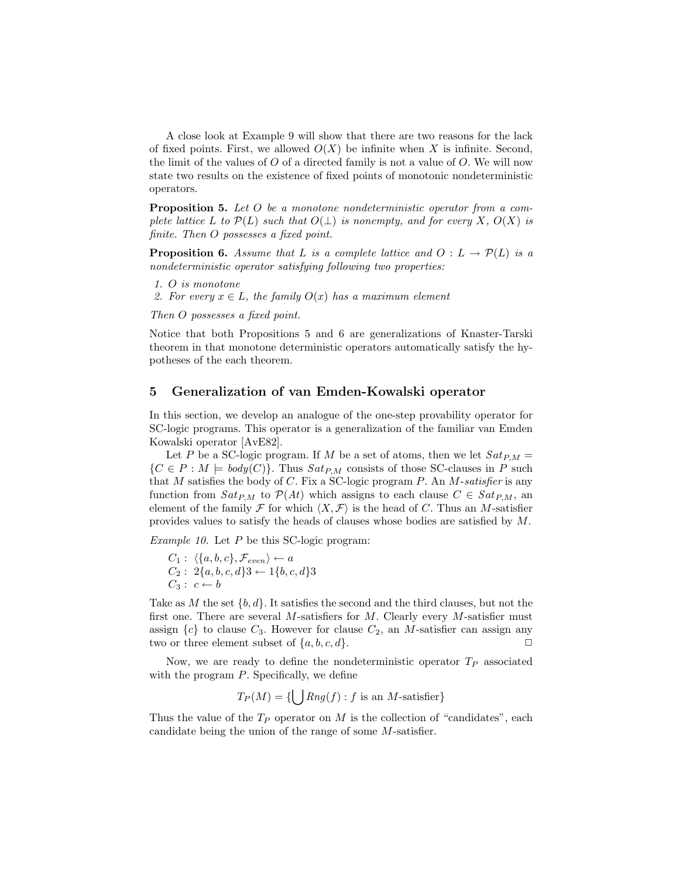A close look at Example 9 will show that there are two reasons for the lack of fixed points. First, we allowed $O(X)$ be infinite when $X$ is infinite. Second, the limit of the values of $O$ of a directed family is not a value of $O$. We will now state two results on the existence of fixed points of monotonic nondeterministic operators.

**Proposition 5.** *Let $O$ be a monotone nondeterministic operator from a complete lattice $L$ to $\mathcal{P}(L)$ such that $O(\bot)$ is nonempty, and for every $X$, $O(X)$ is finite. Then $O$ possesses a fixed point.*

**Proposition 6.** *Assume that $L$ is a complete lattice and $O : L \rightarrow \mathcal{P}(L)$ is a nondeterministic operator satisfying following two properties:*

1. *$O$ is monotone*
2. *For every $x \in L$, the family $O(x)$ has a maximum element*

*Then $O$ possesses a fixed point.*

Notice that both Propositions 5 and 6 are generalizations of Knaster-Tarski theorem in that monotone deterministic operators automatically satisfy the hypotheses of the each theorem.

## 5 Generalization of van Emden-Kowalski operator

In this section, we develop an analogue of the one-step provability operator for SC-logic programs. This operator is a generalization of the familiar van Emden Kowalski operator [AvE82].

Let $P$ be a SC-logic program. If $M$ be a set of atoms, then we let $Sat_{P,M} = \{C \in P : M \models body(C)\}$. Thus $Sat_{P,M}$ consists of those SC-clauses in $P$ such that $M$ satisfies the body of $C$. Fix a SC-logic program $P$. An *$M$-satisfier* is any function from $Sat_{P,M}$ to $\mathcal{P}(At)$ which assigns to each clause $C \in Sat_{P,M}$, an element of the family $\mathcal{F}$ for which $\langle X, \mathcal{F} \rangle$ is the head of $C$. Thus an $M$-satisfier provides values to satisfy the heads of clauses whose bodies are satisfied by $M$.

*Example 10.* Let $P$ be this SC-logic program:

$C_1 :\ \langle \{a, b, c\}, \mathcal{F}_{even} \rangle \leftarrow a$
$C_2 :\ 2\{a, b, c, d\}3 \leftarrow 1\{b, c, d\}3$
$C_3 :\ c \leftarrow b$

Take as $M$ the set $\{b, d\}$. It satisfies the second and the third clauses, but not the first one. There are several $M$-satisfiers for $M$. Clearly every $M$-satisfier must assign $\{c\}$ to clause $C_3$. However for clause $C_2$, an $M$-satisfier can assign any two or three element subset of $\{a, b, c, d\}$. □

Now, we are ready to define the nondeterministic operator $T_P$ associated with the program $P$. Specifically, we define

$$T_P(M) = \{\bigcup Rng(f) : f \text{ is an } M\text{-satisfier}\}$$

Thus the value of the $T_P$ operator on $M$ is the collection of "candidates", each candidate being the union of the range of some $M$-satisfier.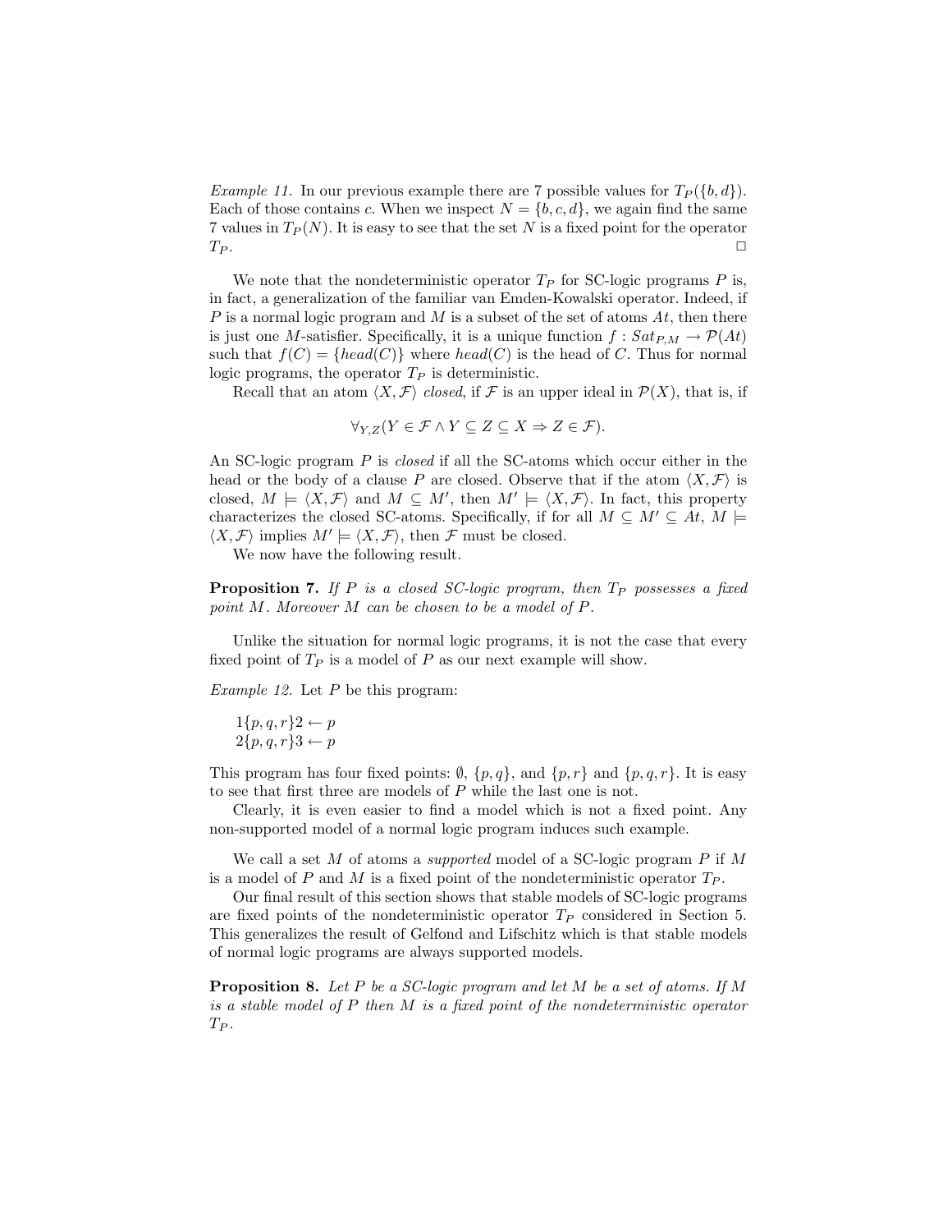*Example 11.* In our previous example there are 7 possible values for $T_P(\{b, d\})$. Each of those contains $c$. When we inspect $N = \{b, c, d\}$, we again find the same 7 values in $T_P(N)$. It is easy to see that the set $N$ is a fixed point for the operator $T_P$. $\Box$

We note that the nondeterministic operator $T_P$ for SC-logic programs $P$ is, in fact, a generalization of the familiar van Emden-Kowalski operator. Indeed, if $P$ is a normal logic program and $M$ is a subset of the set of atoms $At$, then there is just one $M$-satisfier. Specifically, it is a unique function $f : Sat_{P,M} \rightarrow \mathcal{P}(At)$ such that $f(C) = \{head(C)\}$ where $head(C)$ is the head of $C$. Thus for normal logic programs, the operator $T_P$ is deterministic.

Recall that an atom $\langle X, \mathcal{F}\rangle$ *closed*, if $\mathcal{F}$ is an upper ideal in $\mathcal{P}(X)$, that is, if

$$\forall_{Y,Z}(Y \in \mathcal{F} \wedge Y \subseteq Z \subseteq X \Rightarrow Z \in \mathcal{F}).$$

An SC-logic program $P$ is *closed* if all the SC-atoms which occur either in the head or the body of a clause $P$ are closed. Observe that if the atom $\langle X, \mathcal{F}\rangle$ is closed, $M \models \langle X, \mathcal{F}\rangle$ and $M \subseteq M'$, then $M' \models \langle X, \mathcal{F}\rangle$. In fact, this property characterizes the closed SC-atoms. Specifically, if for all $M \subseteq M' \subseteq At$, $M \models \langle X, \mathcal{F}\rangle$ implies $M' \models \langle X, \mathcal{F}\rangle$, then $\mathcal{F}$ must be closed.

We now have the following result.

**Proposition 7.** *If $P$ is a closed SC-logic program, then $T_P$ possesses a fixed point $M$. Moreover $M$ can be chosen to be a model of $P$.*

Unlike the situation for normal logic programs, it is not the case that every fixed point of $T_P$ is a model of $P$ as our next example will show.

*Example 12.* Let $P$ be this program:

$1\{p, q, r\}2 \leftarrow p$
$2\{p, q, r\}3 \leftarrow p$

This program has four fixed points: $\emptyset$, $\{p, q\}$, and $\{p, r\}$ and $\{p, q, r\}$. It is easy to see that first three are models of $P$ while the last one is not.

Clearly, it is even easier to find a model which is not a fixed point. Any non-supported model of a normal logic program induces such example.

We call a set $M$ of atoms a *supported* model of a SC-logic program $P$ if $M$ is a model of $P$ and $M$ is a fixed point of the nondeterministic operator $T_P$.

Our final result of this section shows that stable models of SC-logic programs are fixed points of the nondeterministic operator $T_P$ considered in Section 5. This generalizes the result of Gelfond and Lifschitz which is that stable models of normal logic programs are always supported models.

**Proposition 8.** *Let $P$ be a SC-logic program and let $M$ be a set of atoms. If $M$ is a stable model of $P$ then $M$ is a fixed point of the nondeterministic operator $T_P$.*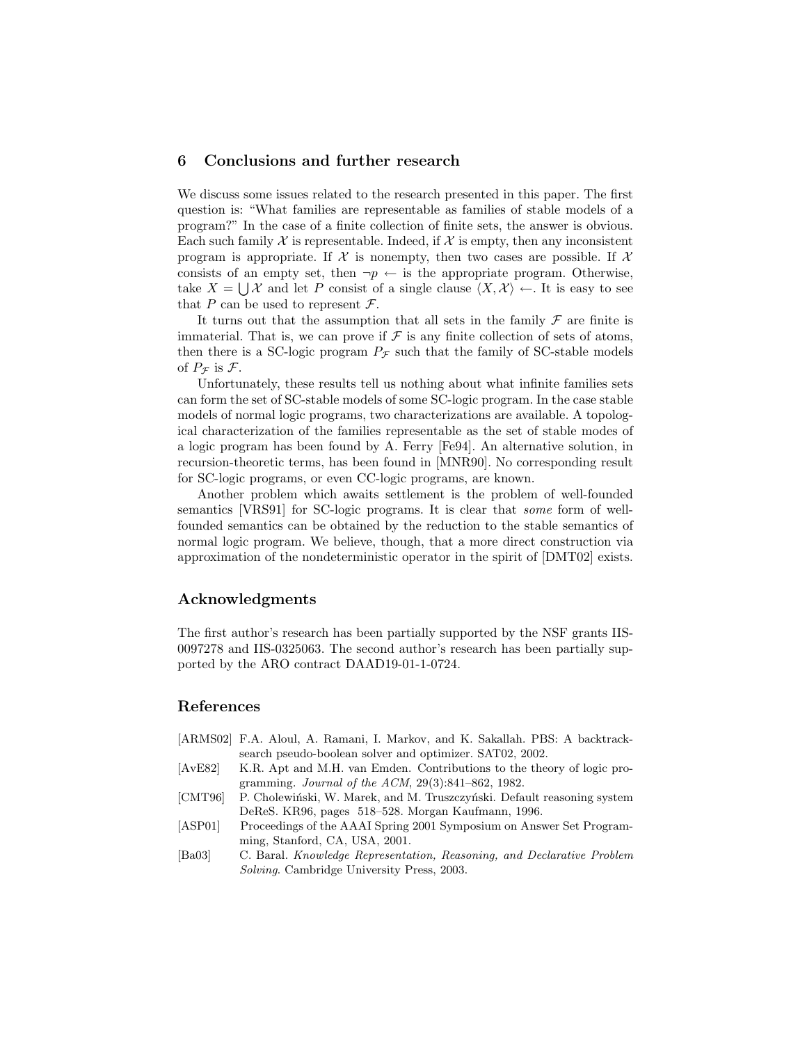## 6 Conclusions and further research

We discuss some issues related to the research presented in this paper. The first question is: "What families are representable as families of stable models of a program?" In the case of a finite collection of finite sets, the answer is obvious. Each such family $\mathcal{X}$ is representable. Indeed, if $\mathcal{X}$ is empty, then any inconsistent program is appropriate. If $\mathcal{X}$ is nonempty, then two cases are possible. If $\mathcal{X}$ consists of an empty set, then $\neg p \leftarrow$ is the appropriate program. Otherwise, take $X = \bigcup \mathcal{X}$ and let $P$ consist of a single clause $\langle X, \mathcal{X} \rangle \leftarrow$. It is easy to see that $P$ can be used to represent $\mathcal{F}$.

It turns out that the assumption that all sets in the family $\mathcal{F}$ are finite is immaterial. That is, we can prove if $\mathcal{F}$ is any finite collection of sets of atoms, then there is a SC-logic program $P_{\mathcal{F}}$ such that the family of SC-stable models of $P_{\mathcal{F}}$ is $\mathcal{F}$.

Unfortunately, these results tell us nothing about what infinite families sets can form the set of SC-stable models of some SC-logic program. In the case stable models of normal logic programs, two characterizations are available. A topological characterization of the families representable as the set of stable modes of a logic program has been found by A. Ferry [Fe94]. An alternative solution, in recursion-theoretic terms, has been found in [MNR90]. No corresponding result for SC-logic programs, or even CC-logic programs, are known.

Another problem which awaits settlement is the problem of well-founded semantics [VRS91] for SC-logic programs. It is clear that *some* form of well-founded semantics can be obtained by the reduction to the stable semantics of normal logic program. We believe, though, that a more direct construction via approximation of the nondeterministic operator in the spirit of [DMT02] exists.

## Acknowledgments

The first author's research has been partially supported by the NSF grants IIS-0097278 and IIS-0325063. The second author's research has been partially supported by the ARO contract DAAD19-01-1-0724.

## References

[ARMS02] F.A. Aloul, A. Ramani, I. Markov, and K. Sakallah. PBS: A backtrack-search pseudo-boolean solver and optimizer. SAT02, 2002.

[AvE82] K.R. Apt and M.H. van Emden. Contributions to the theory of logic programming. *Journal of the ACM*, 29(3):841–862, 1982.

[CMT96] P. Cholewiński, W. Marek, and M. Truszczyński. Default reasoning system DeReS. KR96, pages 518–528. Morgan Kaufmann, 1996.

[ASP01] Proceedings of the AAAI Spring 2001 Symposium on Answer Set Programming, Stanford, CA, USA, 2001.

[Ba03] C. Baral. *Knowledge Representation, Reasoning, and Declarative Problem Solving*. Cambridge University Press, 2003.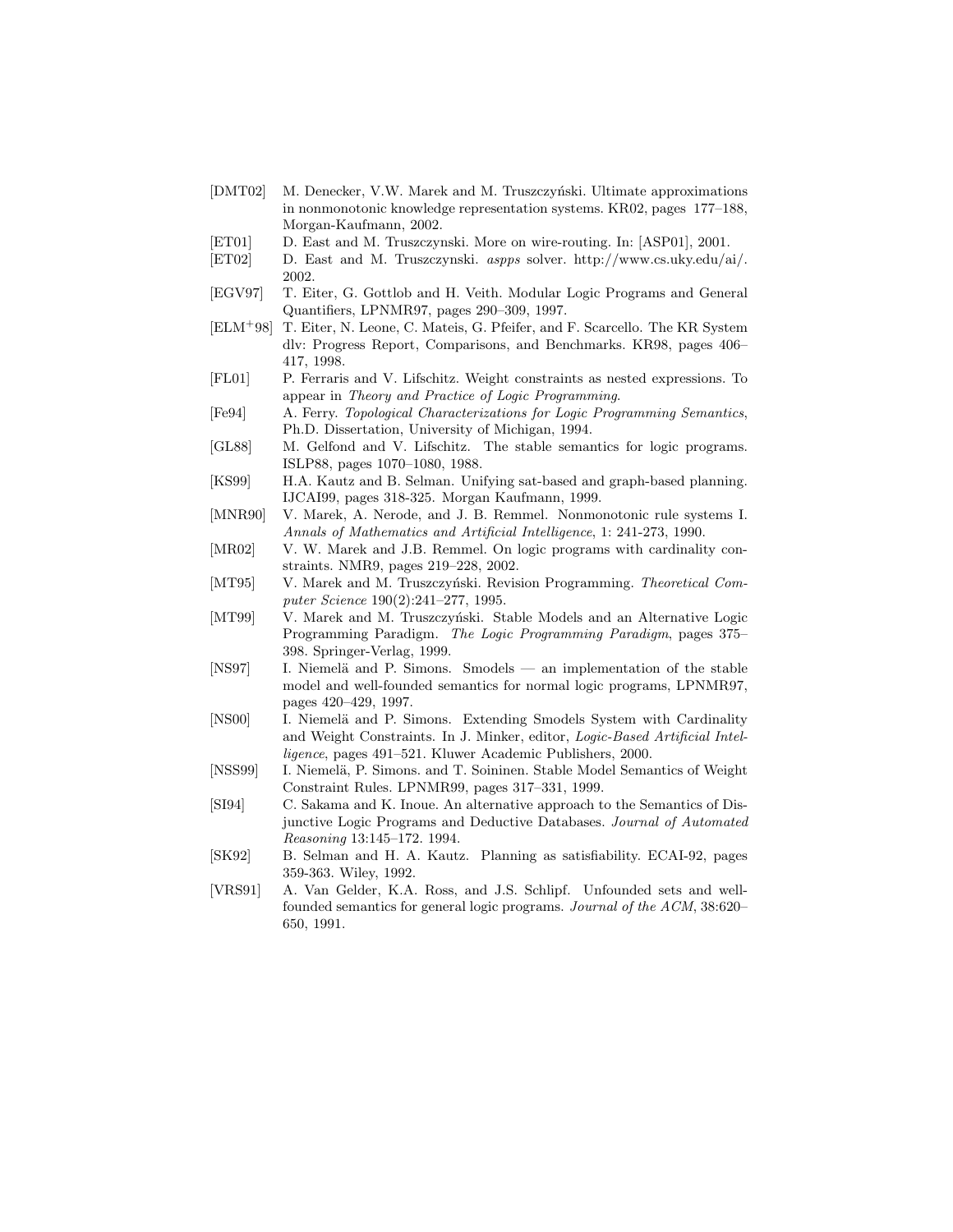[DMT02] M. Denecker, V.W. Marek and M. Truszczyński. Ultimate approximations in nonmonotonic knowledge representation systems. KR02, pages 177–188, Morgan-Kaufmann, 2002.

[ET01] D. East and M. Truszczynski. More on wire-routing. In: [ASP01], 2001.

[ET02] D. East and M. Truszczynski. *aspps* solver. http://www.cs.uky.edu/ai/. 2002.

[EGV97] T. Eiter, G. Gottlob and H. Veith. Modular Logic Programs and General Quantifiers, LPNMR97, pages 290–309, 1997.

[ELM+98] T. Eiter, N. Leone, C. Mateis, G. Pfeifer, and F. Scarcello. The KR System dlv: Progress Report, Comparisons, and Benchmarks. KR98, pages 406–417, 1998.

[FL01] P. Ferraris and V. Lifschitz. Weight constraints as nested expressions. To appear in *Theory and Practice of Logic Programming*.

[Fe94] A. Ferry. *Topological Characterizations for Logic Programming Semantics*, Ph.D. Dissertation, University of Michigan, 1994.

[GL88] M. Gelfond and V. Lifschitz. The stable semantics for logic programs. ISLP88, pages 1070–1080, 1988.

[KS99] H.A. Kautz and B. Selman. Unifying sat-based and graph-based planning. IJCAI99, pages 318-325. Morgan Kaufmann, 1999.

[MNR90] V. Marek, A. Nerode, and J. B. Remmel. Nonmonotonic rule systems I. *Annals of Mathematics and Artificial Intelligence*, 1: 241-273, 1990.

[MR02] V. W. Marek and J.B. Remmel. On logic programs with cardinality constraints. NMR9, pages 219–228, 2002.

[MT95] V. Marek and M. Truszczyński. Revision Programming. *Theoretical Computer Science* 190(2):241–277, 1995.

[MT99] V. Marek and M. Truszczyński. Stable Models and an Alternative Logic Programming Paradigm. *The Logic Programming Paradigm*, pages 375–398. Springer-Verlag, 1999.

[NS97] I. Niemelä and P. Simons. Smodels — an implementation of the stable model and well-founded semantics for normal logic programs, LPNMR97, pages 420–429, 1997.

[NS00] I. Niemelä and P. Simons. Extending Smodels System with Cardinality and Weight Constraints. In J. Minker, editor, *Logic-Based Artificial Intelligence*, pages 491–521. Kluwer Academic Publishers, 2000.

[NSS99] I. Niemelä, P. Simons. and T. Soininen. Stable Model Semantics of Weight Constraint Rules. LPNMR99, pages 317–331, 1999.

[SI94] C. Sakama and K. Inoue. An alternative approach to the Semantics of Disjunctive Logic Programs and Deductive Databases. *Journal of Automated Reasoning* 13:145–172. 1994.

[SK92] B. Selman and H. A. Kautz. Planning as satisfiability. ECAI-92, pages 359-363. Wiley, 1992.

[VRS91] A. Van Gelder, K.A. Ross, and J.S. Schlipf. Unfounded sets and well-founded semantics for general logic programs. *Journal of the ACM*, 38:620–650, 1991.